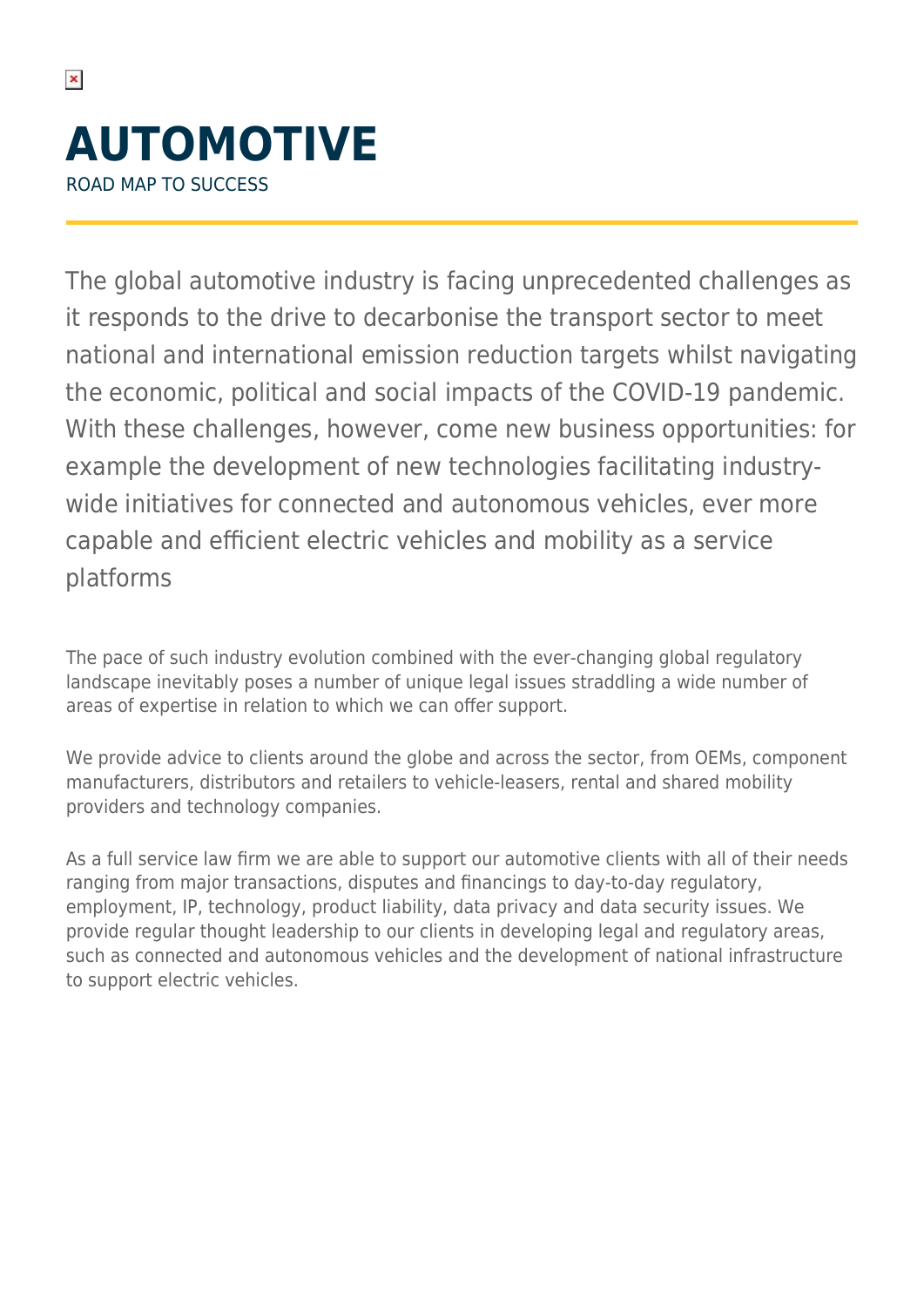# AUTOMOTIVE

ROAD MAP TO SUCCESS

The global automotive industry is facing unprecedented challenges as it responds to the drive to decarbonise the transport sector to meet national and international emission reduction targets whilst navigating the economic, political and social impacts of the COVID-19 pandemic. With these challenges, however, come new business opportunities: for example the development of new technologies facilitating industry-wide initiatives for connected and autonomous vehicles, ever more capable and efficient electric vehicles and mobility as a service platforms

The pace of such industry evolution combined with the ever-changing global regulatory landscape inevitably poses a number of unique legal issues straddling a wide number of areas of expertise in relation to which we can offer support.

We provide advice to clients around the globe and across the sector, from OEMs, component manufacturers, distributors and retailers to vehicle-leasers, rental and shared mobility providers and technology companies.

As a full service law firm we are able to support our automotive clients with all of their needs ranging from major transactions, disputes and financings to day-to-day regulatory, employment, IP, technology, product liability, data privacy and data security issues. We provide regular thought leadership to our clients in developing legal and regulatory areas, such as connected and autonomous vehicles and the development of national infrastructure to support electric vehicles.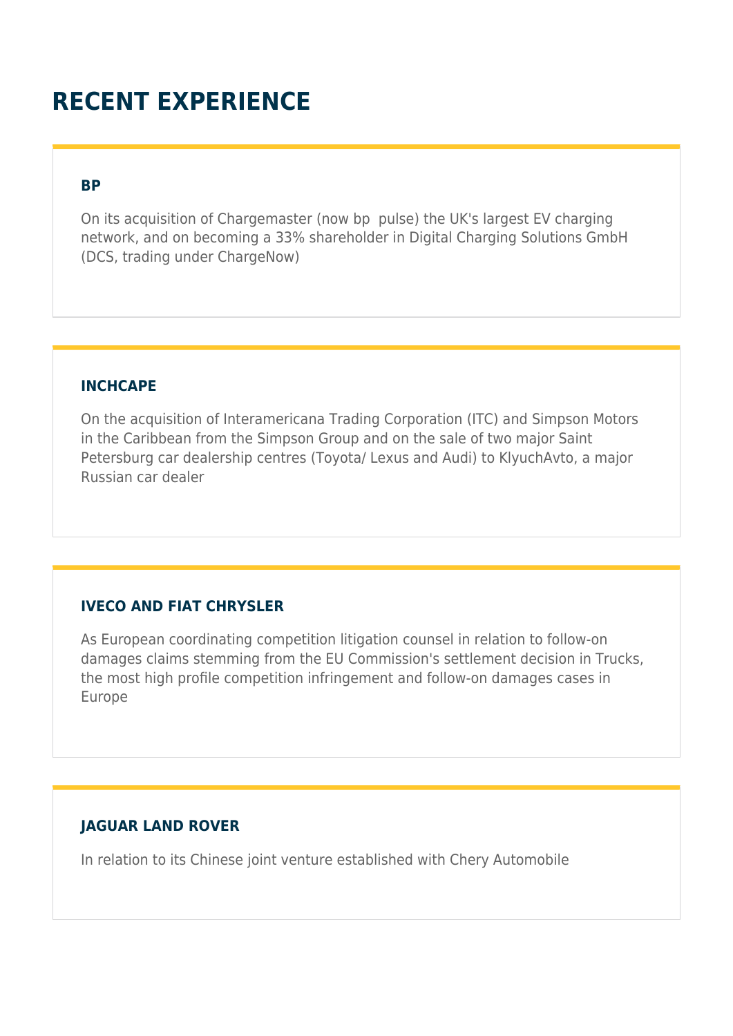## RECENT EXPERIENCE

### BP

On its acquisition of Chargemaster (now bp  pulse) the UK's largest EV charging network, and on becoming a 33% shareholder in Digital Charging Solutions GmbH (DCS, trading under ChargeNow)

### INCHCAPE

On the acquisition of Interamericana Trading Corporation (ITC) and Simpson Motors in the Caribbean from the Simpson Group and on the sale of two major Saint Petersburg car dealership centres (Toyota/ Lexus and Audi) to KlyuchAvto, a major Russian car dealer

### IVECO AND FIAT CHRYSLER

As European coordinating competition litigation counsel in relation to follow-on damages claims stemming from the EU Commission's settlement decision in Trucks, the most high profile competition infringement and follow-on damages cases in Europe

### JAGUAR LAND ROVER

In relation to its Chinese joint venture established with Chery Automobile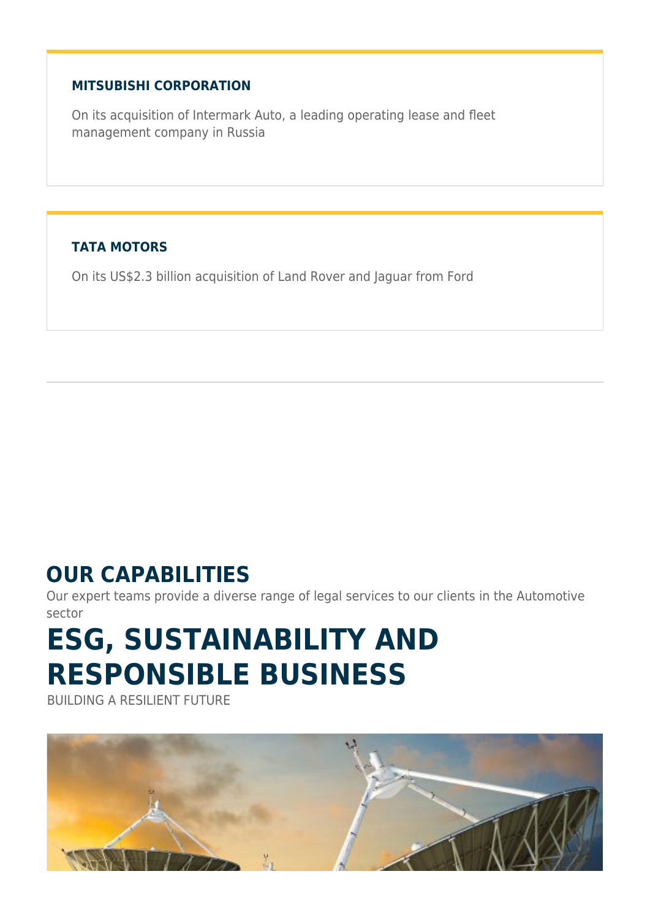**MITSUBISHI CORPORATION**

On its acquisition of Intermark Auto, a leading operating lease and fleet management company in Russia

**TATA MOTORS**

On its US$2.3 billion acquisition of Land Rover and Jaguar from Ford

---

## OUR CAPABILITIES

Our expert teams provide a diverse range of legal services to our clients in the Automotive sector

# ESG, SUSTAINABILITY AND RESPONSIBLE BUSINESS

BUILDING A RESILIENT FUTURE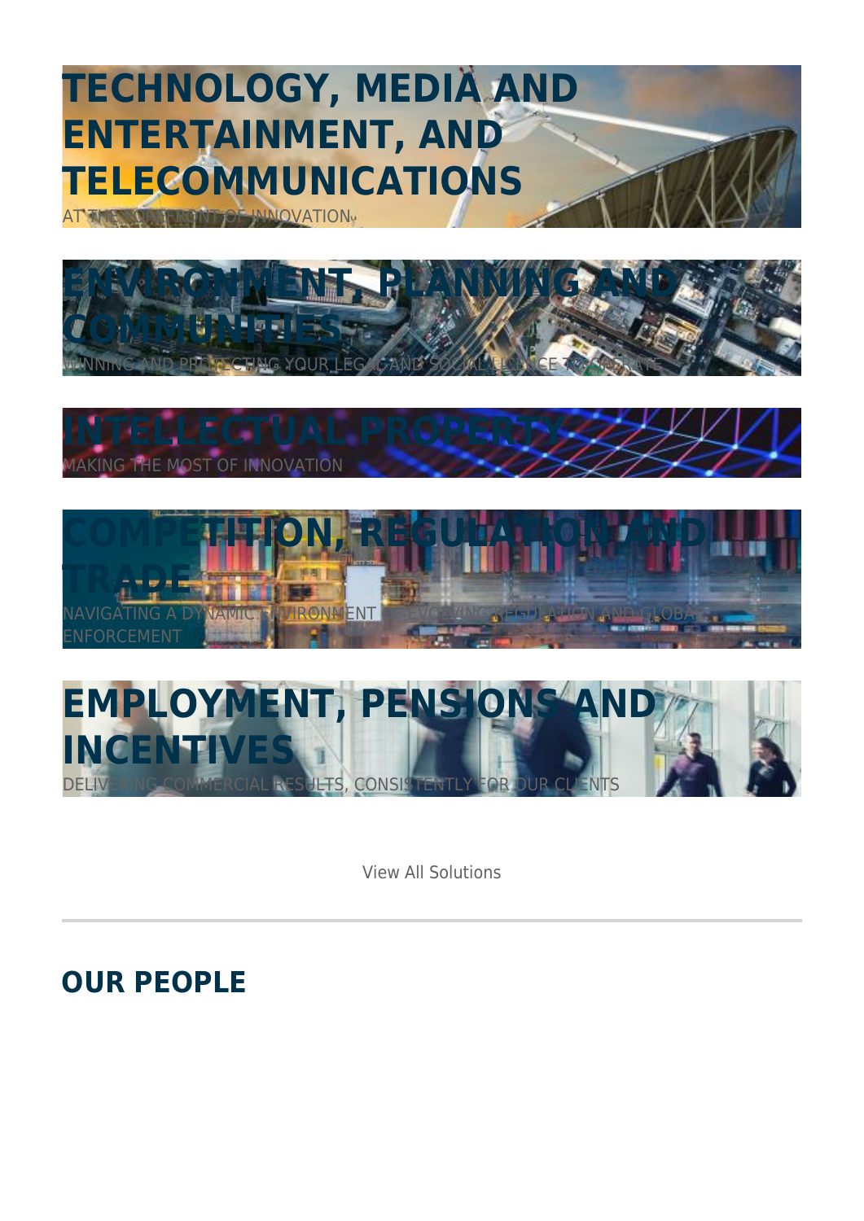## TECHNOLOGY, MEDIA AND ENTERTAINMENT, AND TELECOMMUNICATIONS

AT THE FOREFRONT OF INNOVATION.

## ENVIRONMENT, PLANNING AND COMMUNITIES

WINNING AND PROTECTING YOUR LEGAL AND SOCIAL LICENCE TO OPERATE

## INTELLECTUAL PROPERTY

MAKING THE MOST OF INNOVATION

## COMPETITION, REGULATION AND TRADE

NAVIGATING A DYNAMIC ENVIRONMENT OF EVOLVING REGULATION AND GLOBAL ENFORCEMENT

## EMPLOYMENT, PENSIONS AND INCENTIVES

DELIVERING COMMERCIAL RESULTS, CONSISTENTLY FOR OUR CLIENTS

View All Solutions

---

## OUR PEOPLE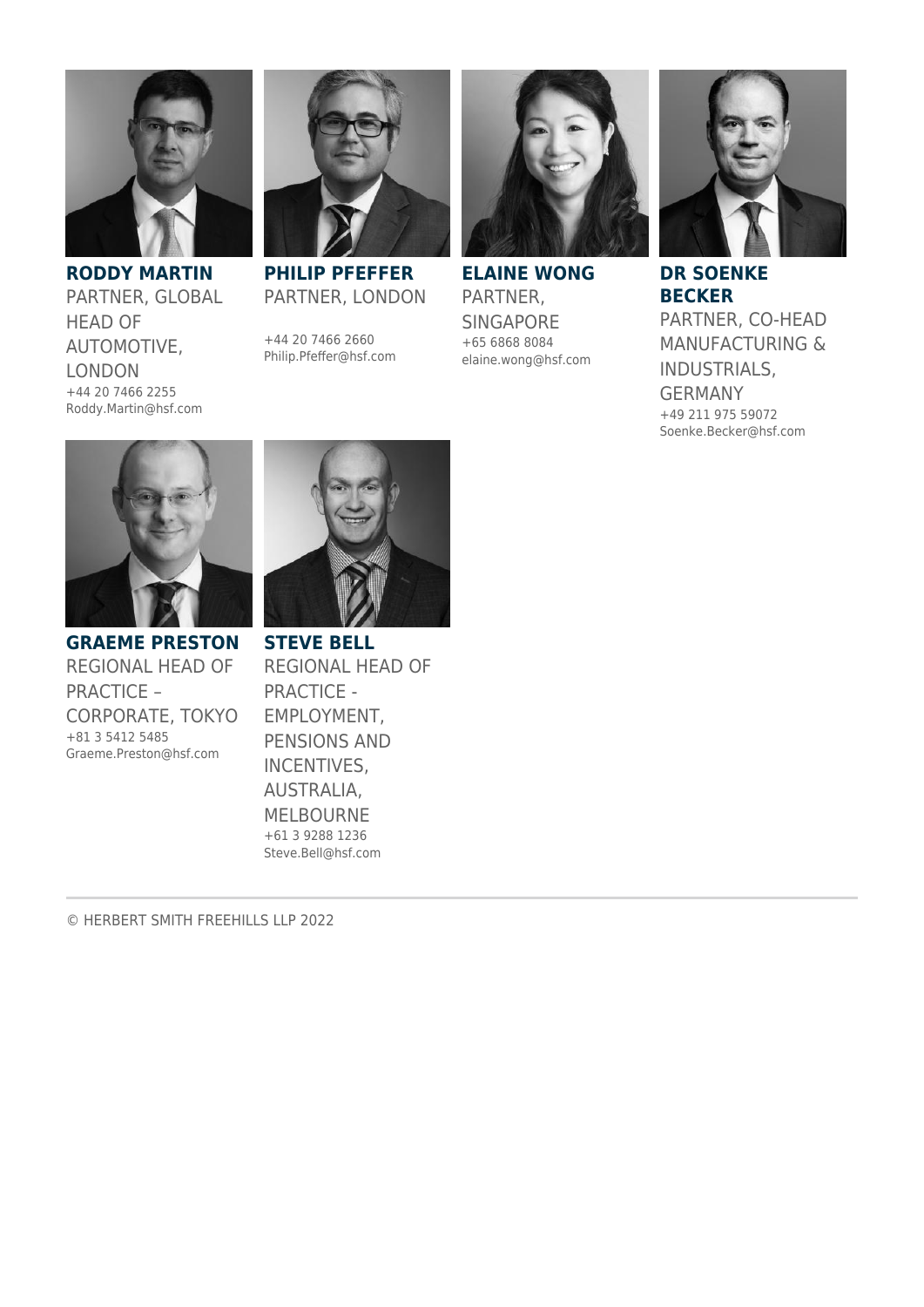**RODDY MARTIN**
PARTNER, GLOBAL HEAD OF AUTOMOTIVE, LONDON
+44 20 7466 2255
Roddy.Martin@hsf.com

**PHILIP PFEFFER**
PARTNER, LONDON

+44 20 7466 2660
Philip.Pfeffer@hsf.com

**ELAINE WONG**
PARTNER, SINGAPORE
+65 6868 8084
elaine.wong@hsf.com

**DR SOENKE BECKER**
PARTNER, CO-HEAD MANUFACTURING & INDUSTRIALS, GERMANY
+49 211 975 59072
Soenke.Becker@hsf.com

**GRAEME PRESTON**
REGIONAL HEAD OF PRACTICE – CORPORATE, TOKYO
+81 3 5412 5485
Graeme.Preston@hsf.com

**STEVE BELL**
REGIONAL HEAD OF PRACTICE - EMPLOYMENT, PENSIONS AND INCENTIVES, AUSTRALIA, MELBOURNE
+61 3 9288 1236
Steve.Bell@hsf.com

© HERBERT SMITH FREEHILLS LLP 2022